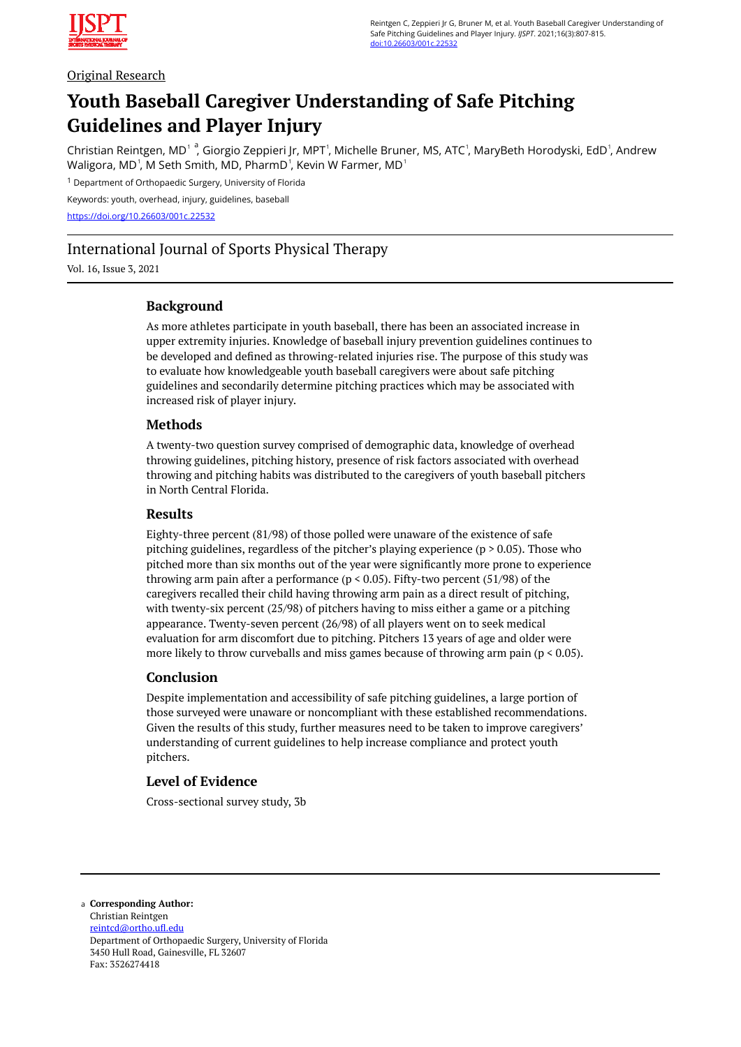Original Research

# Youth Baseball Caregiver Understanding of Safe Pitching Guidelines and Player Injury

Christian Reintgen, MD[1] [a], Giorgio Zeppieri Jr, MPT[1], Michelle Bruner, MS, ATC[1], MaryBeth Horodyski, EdD[1], Andrew Waligora, MD[1], M Seth Smith, MD, PharmD[1], Kevin W Farmer, MD[1]

[1] Department of Orthopaedic Surgery, University of Florida

Keywords: youth, overhead, injury, guidelines, baseball

https://doi.org/10.26603/001c.22532

International Journal of Sports Physical Therapy

Vol. 16, Issue 3, 2021

## Background

As more athletes participate in youth baseball, there has been an associated increase in upper extremity injuries. Knowledge of baseball injury prevention guidelines continues to be developed and defined as throwing-related injuries rise. The purpose of this study was to evaluate how knowledgeable youth baseball caregivers were about safe pitching guidelines and secondarily determine pitching practices which may be associated with increased risk of player injury.

## Methods

A twenty-two question survey comprised of demographic data, knowledge of overhead throwing guidelines, pitching history, presence of risk factors associated with overhead throwing and pitching habits was distributed to the caregivers of youth baseball pitchers in North Central Florida.

## Results

Eighty-three percent (81/98) of those polled were unaware of the existence of safe pitching guidelines, regardless of the pitcher's playing experience ($p > 0.05$). Those who pitched more than six months out of the year were significantly more prone to experience throwing arm pain after a performance ($p < 0.05$). Fifty-two percent (51/98) of the caregivers recalled their child having throwing arm pain as a direct result of pitching, with twenty-six percent (25/98) of pitchers having to miss either a game or a pitching appearance. Twenty-seven percent (26/98) of all players went on to seek medical evaluation for arm discomfort due to pitching. Pitchers 13 years of age and older were more likely to throw curveballs and miss games because of throwing arm pain ($p < 0.05$).

## Conclusion

Despite implementation and accessibility of safe pitching guidelines, a large portion of those surveyed were unaware or noncompliant with these established recommendations. Given the results of this study, further measures need to be taken to improve caregivers' understanding of current guidelines to help increase compliance and protect youth pitchers.

## Level of Evidence

Cross-sectional survey study, 3b

---

a **Corresponding Author:**
Christian Reintgen
reintcd@ortho.ufl.edu
Department of Orthopaedic Surgery, University of Florida
3450 Hull Road, Gainesville, FL 32607
Fax: 3526274418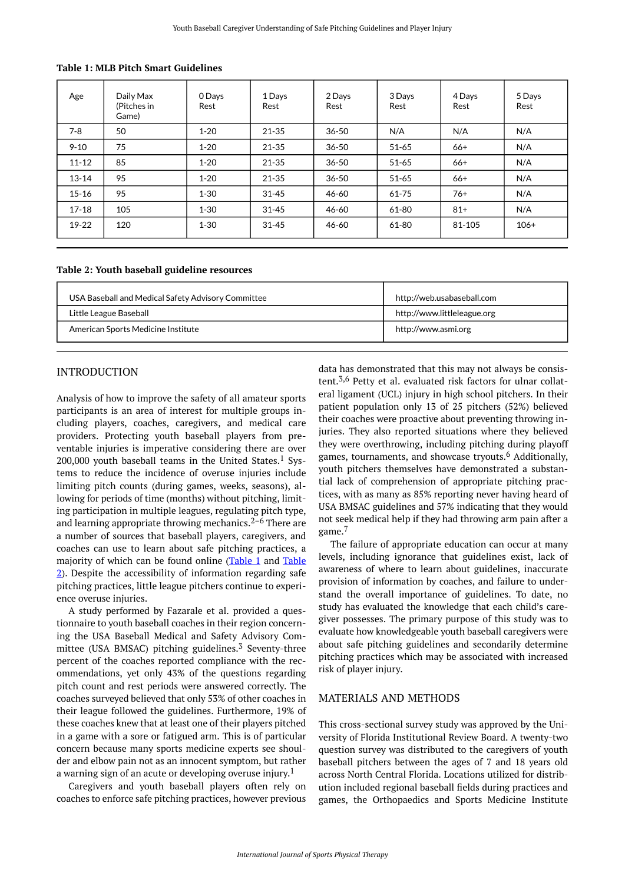**Table 1: MLB Pitch Smart Guidelines**

| Age | Daily Max (Pitches in Game) | 0 Days Rest | 1 Days Rest | 2 Days Rest | 3 Days Rest | 4 Days Rest | 5 Days Rest |
|---|---|---|---|---|---|---|---|
| 7-8 | 50 | 1-20 | 21-35 | 36-50 | N/A | N/A | N/A |
| 9-10 | 75 | 1-20 | 21-35 | 36-50 | 51-65 | 66+ | N/A |
| 11-12 | 85 | 1-20 | 21-35 | 36-50 | 51-65 | 66+ | N/A |
| 13-14 | 95 | 1-20 | 21-35 | 36-50 | 51-65 | 66+ | N/A |
| 15-16 | 95 | 1-30 | 31-45 | 46-60 | 61-75 | 76+ | N/A |
| 17-18 | 105 | 1-30 | 31-45 | 46-60 | 61-80 | 81+ | N/A |
| 19-22 | 120 | 1-30 | 31-45 | 46-60 | 61-80 | 81-105 | 106+ |

**Table 2: Youth baseball guideline resources**

| | |
|---|---|
| USA Baseball and Medical Safety Advisory Committee | http://web.usabaseball.com |
| Little League Baseball | http://www.littleleague.org |
| American Sports Medicine Institute | http://www.asmi.org |

## INTRODUCTION

Analysis of how to improve the safety of all amateur sports participants is an area of interest for multiple groups including players, coaches, caregivers, and medical care providers. Protecting youth baseball players from preventable injuries is imperative considering there are over 200,000 youth baseball teams in the United States.[1] Systems to reduce the incidence of overuse injuries include limiting pitch counts (during games, weeks, seasons), allowing for periods of time (months) without pitching, limiting participation in multiple leagues, regulating pitch type, and learning appropriate throwing mechanics.[2–6] There are a number of sources that baseball players, caregivers, and coaches can use to learn about safe pitching practices, a majority of which can be found online (Table 1 and Table 2). Despite the accessibility of information regarding safe pitching practices, little league pitchers continue to experience overuse injuries.

A study performed by Fazarale et al. provided a questionnaire to youth baseball coaches in their region concerning the USA Baseball Medical and Safety Advisory Committee (USA BMSAC) pitching guidelines.[3] Seventy-three percent of the coaches reported compliance with the recommendations, yet only 43% of the questions regarding pitch count and rest periods were answered correctly. The coaches surveyed believed that only 53% of other coaches in their league followed the guidelines. Furthermore, 19% of these coaches knew that at least one of their players pitched in a game with a sore or fatigued arm. This is of particular concern because many sports medicine experts see shoulder and elbow pain not as an innocent symptom, but rather a warning sign of an acute or developing overuse injury.[1]

Caregivers and youth baseball players often rely on coaches to enforce safe pitching practices, however previous data has demonstrated that this may not always be consistent.[3,6] Petty et al. evaluated risk factors for ulnar collateral ligament (UCL) injury in high school pitchers. In their patient population only 13 of 25 pitchers (52%) believed their coaches were proactive about preventing throwing injuries. They also reported situations where they believed they were overthrowing, including pitching during playoff games, tournaments, and showcase tryouts.[6] Additionally, youth pitchers themselves have demonstrated a substantial lack of comprehension of appropriate pitching practices, with as many as 85% reporting never having heard of USA BMSAC guidelines and 57% indicating that they would not seek medical help if they had throwing arm pain after a game.[7]

The failure of appropriate education can occur at many levels, including ignorance that guidelines exist, lack of awareness of where to learn about guidelines, inaccurate provision of information by coaches, and failure to understand the overall importance of guidelines. To date, no study has evaluated the knowledge that each child's caregiver possesses. The primary purpose of this study was to evaluate how knowledgeable youth baseball caregivers were about safe pitching guidelines and secondarily determine pitching practices which may be associated with increased risk of player injury.

## MATERIALS AND METHODS

This cross-sectional survey study was approved by the University of Florida Institutional Review Board. A twenty-two question survey was distributed to the caregivers of youth baseball pitchers between the ages of 7 and 18 years old across North Central Florida. Locations utilized for distribution included regional baseball fields during practices and games, the Orthopaedics and Sports Medicine Institute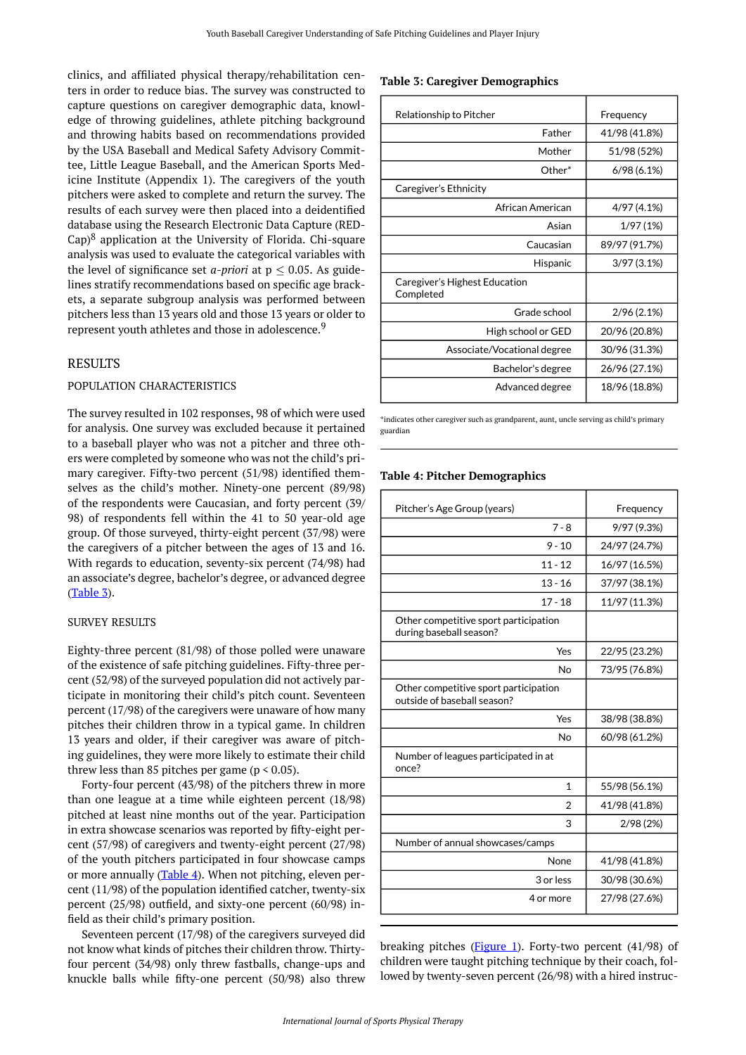clinics, and affiliated physical therapy/rehabilitation centers in order to reduce bias. The survey was constructed to capture questions on caregiver demographic data, knowledge of throwing guidelines, athlete pitching background and throwing habits based on recommendations provided by the USA Baseball and Medical Safety Advisory Committee, Little League Baseball, and the American Sports Medicine Institute (Appendix 1). The caregivers of the youth pitchers were asked to complete and return the survey. The results of each survey were then placed into a deidentified database using the Research Electronic Data Capture (REDCap)[8] application at the University of Florida. Chi-square analysis was used to evaluate the categorical variables with the level of significance set *a-priori* at $p \leq 0.05$. As guidelines stratify recommendations based on specific age brackets, a separate subgroup analysis was performed between pitchers less than 13 years old and those 13 years or older to represent youth athletes and those in adolescence.[9]

## RESULTS

### POPULATION CHARACTERISTICS

The survey resulted in 102 responses, 98 of which were used for analysis. One survey was excluded because it pertained to a baseball player who was not a pitcher and three others were completed by someone who was not the child's primary caregiver. Fifty-two percent (51/98) identified themselves as the child's mother. Ninety-one percent (89/98) of the respondents were Caucasian, and forty percent (39/98) of respondents fell within the 41 to 50 year-old age group. Of those surveyed, thirty-eight percent (37/98) were the caregivers of a pitcher between the ages of 13 and 16. With regards to education, seventy-six percent (74/98) had an associate's degree, bachelor's degree, or advanced degree (Table 3).

**Table 3: Caregiver Demographics**

| Relationship to Pitcher | Frequency |
|---|---|
| Father | 41/98 (41.8%) |
| Mother | 51/98 (52%) |
| Other* | 6/98 (6.1%) |
| Caregiver's Ethnicity | |
| African American | 4/97 (4.1%) |
| Asian | 1/97 (1%) |
| Caucasian | 89/97 (91.7%) |
| Hispanic | 3/97 (3.1%) |
| Caregiver's Highest Education Completed | |
| Grade school | 2/96 (2.1%) |
| High school or GED | 20/96 (20.8%) |
| Associate/Vocational degree | 30/96 (31.3%) |
| Bachelor's degree | 26/96 (27.1%) |
| Advanced degree | 18/96 (18.8%) |

*indicates other caregiver such as grandparent, aunt, uncle serving as child's primary guardian

### SURVEY RESULTS

Eighty-three percent (81/98) of those polled were unaware of the existence of safe pitching guidelines. Fifty-three percent (52/98) of the surveyed population did not actively participate in monitoring their child's pitch count. Seventeen percent (17/98) of the caregivers were unaware of how many pitches their children throw in a typical game. In children 13 years and older, if their caregiver was aware of pitching guidelines, they were more likely to estimate their child threw less than 85 pitches per game ($p < 0.05$).

Forty-four percent (43/98) of the pitchers threw in more than one league at a time while eighteen percent (18/98) pitched at least nine months out of the year. Participation in extra showcase scenarios was reported by fifty-eight percent (57/98) of caregivers and twenty-eight percent (27/98) of the youth pitchers participated in four showcase camps or more annually (Table 4). When not pitching, eleven percent (11/98) of the population identified catcher, twenty-six percent (25/98) outfield, and sixty-one percent (60/98) infield as their child's primary position.

**Table 4: Pitcher Demographics**

| Pitcher's Age Group (years) | Frequency |
|---|---|
| 7 - 8 | 9/97 (9.3%) |
| 9 - 10 | 24/97 (24.7%) |
| 11 - 12 | 16/97 (16.5%) |
| 13 - 16 | 37/97 (38.1%) |
| 17 - 18 | 11/97 (11.3%) |
| Other competitive sport participation during baseball season? | |
| Yes | 22/95 (23.2%) |
| No | 73/95 (76.8%) |
| Other competitive sport participation outside of baseball season? | |
| Yes | 38/98 (38.8%) |
| No | 60/98 (61.2%) |
| Number of leagues participated in at once? | |
| 1 | 55/98 (56.1%) |
| 2 | 41/98 (41.8%) |
| 3 | 2/98 (2%) |
| Number of annual showcases/camps | |
| None | 41/98 (41.8%) |
| 3 or less | 30/98 (30.6%) |
| 4 or more | 27/98 (27.6%) |

Seventeen percent (17/98) of the caregivers surveyed did not know what kinds of pitches their children threw. Thirty-four percent (34/98) only threw fastballs, change-ups and knuckle balls while fifty-one percent (50/98) also threw breaking pitches (Figure 1). Forty-two percent (41/98) of children were taught pitching technique by their coach, followed by twenty-seven percent (26/98) with a hired instruc-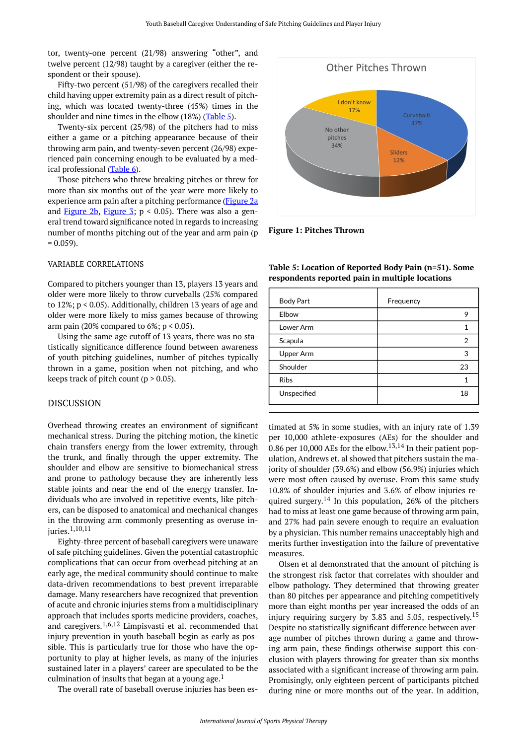tor, twenty-one percent (21/98) answering "other", and twelve percent (12/98) taught by a caregiver (either the respondent or their spouse).

Fifty-two percent (51/98) of the caregivers recalled their child having upper extremity pain as a direct result of pitching, which was located twenty-three (45%) times in the shoulder and nine times in the elbow (18%) (Table 5).

Twenty-six percent (25/98) of the pitchers had to miss either a game or a pitching appearance because of their throwing arm pain, and twenty-seven percent (26/98) experienced pain concerning enough to be evaluated by a medical professional (Table 6).

Those pitchers who threw breaking pitches or threw for more than six months out of the year were more likely to experience arm pain after a pitching performance (Figure 2a and Figure 2b, Figure 3; $p < 0.05$). There was also a general trend toward significance noted in regards to increasing number of months pitching out of the year and arm pain ($p = 0.059$).

Other Pitches Thrown

| Category | Percentage |
|---|---|
| Curveballs | 37% |
| Sliders | 12% |
| No other pitches | 34% |
| I don't know | 17% |

**Figure 1: Pitches Thrown**

VARIABLE CORRELATIONS

Compared to pitchers younger than 13, players 13 years and older were more likely to throw curveballs (25% compared to 12%; $p < 0.05$). Additionally, children 13 years of age and older were more likely to miss games because of throwing arm pain (20% compared to 6%; $p < 0.05$).

Using the same age cutoff of 13 years, there was no statistically significance difference found between awareness of youth pitching guidelines, number of pitches typically thrown in a game, position when not pitching, and who keeps track of pitch count ($p > 0.05$).

**Table 5: Location of Reported Body Pain (n=51). Some respondents reported pain in multiple locations**

| Body Part | Frequency |
|---|---|
| Elbow | 9 |
| Lower Arm | 1 |
| Scapula | 2 |
| Upper Arm | 3 |
| Shoulder | 23 |
| Ribs | 1 |
| Unspecified | 18 |

## DISCUSSION

Overhead throwing creates an environment of significant mechanical stress. During the pitching motion, the kinetic chain transfers energy from the lower extremity, through the trunk, and finally through the upper extremity. The shoulder and elbow are sensitive to biomechanical stress and prone to pathology because they are inherently less stable joints and near the end of the energy transfer. Individuals who are involved in repetitive events, like pitchers, can be disposed to anatomical and mechanical changes in the throwing arm commonly presenting as overuse injuries.[1,10,11]

Eighty-three percent of baseball caregivers were unaware of safe pitching guidelines. Given the potential catastrophic complications that can occur from overhead pitching at an early age, the medical community should continue to make data-driven recommendations to best prevent irreparable damage. Many researchers have recognized that prevention of acute and chronic injuries stems from a multidisciplinary approach that includes sports medicine providers, coaches, and caregivers.[1,6,12] Limpisvasti et al. recommended that injury prevention in youth baseball begin as early as possible. This is particularly true for those who have the opportunity to play at higher levels, as many of the injuries sustained later in a players' career are speculated to be the culmination of insults that began at a young age.[1]

The overall rate of baseball overuse injuries has been estimated at 5% in some studies, with an injury rate of 1.39 per 10,000 athlete-exposures (AEs) for the shoulder and 0.86 per 10,000 AEs for the elbow.[13,14] In their patient population, Andrews et. al showed that pitchers sustain the majority of shoulder (39.6%) and elbow (56.9%) injuries which were most often caused by overuse. From this same study 10.8% of shoulder injuries and 3.6% of elbow injuries required surgery.[14] In this population, 26% of the pitchers had to miss at least one game because of throwing arm pain, and 27% had pain severe enough to require an evaluation by a physician. This number remains unacceptably high and merits further investigation into the failure of preventative measures.

Olsen et al demonstrated that the amount of pitching is the strongest risk factor that correlates with shoulder and elbow pathology. They determined that throwing greater than 80 pitches per appearance and pitching competitively more than eight months per year increased the odds of an injury requiring surgery by 3.83 and 5.05, respectively.[15] Despite no statistically significant difference between average number of pitches thrown during a game and throwing arm pain, these findings otherwise support this conclusion with players throwing for greater than six months associated with a significant increase of throwing arm pain. Promisingly, only eighteen percent of participants pitched during nine or more months out of the year. In addition,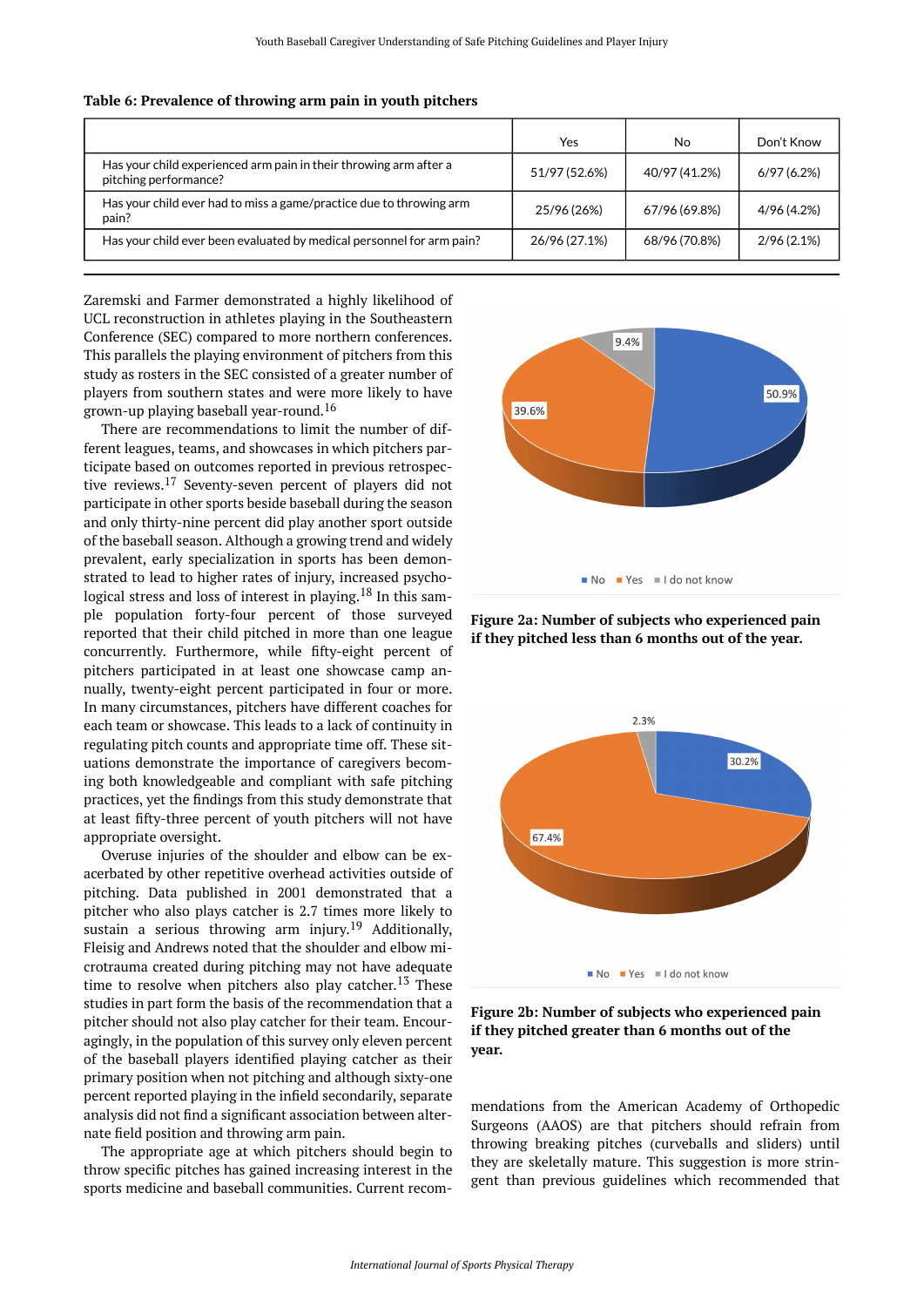**Table 6: Prevalence of throwing arm pain in youth pitchers**

| | Yes | No | Don't Know |
|---|---|---|---|
| Has your child experienced arm pain in their throwing arm after a pitching performance? | 51/97 (52.6%) | 40/97 (41.2%) | 6/97 (6.2%) |
| Has your child ever had to miss a game/practice due to throwing arm pain? | 25/96 (26%) | 67/96 (69.8%) | 4/96 (4.2%) |
| Has your child ever been evaluated by medical personnel for arm pain? | 26/96 (27.1%) | 68/96 (70.8%) | 2/96 (2.1%) |

Zaremski and Farmer demonstrated a highly likelihood of UCL reconstruction in athletes playing in the Southeastern Conference (SEC) compared to more northern conferences. This parallels the playing environment of pitchers from this study as rosters in the SEC consisted of a greater number of players from southern states and were more likely to have grown-up playing baseball year-round.[16]

There are recommendations to limit the number of different leagues, teams, and showcases in which pitchers participate based on outcomes reported in previous retrospective reviews.[17] Seventy-seven percent of players did not participate in other sports beside baseball during the season and only thirty-nine percent did play another sport outside of the baseball season. Although a growing trend and widely prevalent, early specialization in sports has been demonstrated to lead to higher rates of injury, increased psychological stress and loss of interest in playing.[18] In this sample population forty-four percent of those surveyed reported that their child pitched in more than one league concurrently. Furthermore, while fifty-eight percent of pitchers participated in at least one showcase camp annually, twenty-eight percent participated in four or more. In many circumstances, pitchers have different coaches for each team or showcase. This leads to a lack of continuity in regulating pitch counts and appropriate time off. These situations demonstrate the importance of caregivers becoming both knowledgeable and compliant with safe pitching practices, yet the findings from this study demonstrate that at least fifty-three percent of youth pitchers will not have appropriate oversight.

Overuse injuries of the shoulder and elbow can be exacerbated by other repetitive overhead activities outside of pitching. Data published in 2001 demonstrated that a pitcher who also plays catcher is 2.7 times more likely to sustain a serious throwing arm injury.[19] Additionally, Fleisig and Andrews noted that the shoulder and elbow microtrauma created during pitching may not have adequate time to resolve when pitchers also play catcher.[13] These studies in part form the basis of the recommendation that a pitcher should not also play catcher for their team. Encouragingly, in the population of this survey only eleven percent of the baseball players identified playing catcher as their primary position when not pitching and although sixty-one percent reported playing in the infield secondarily, separate analysis did not find a significant association between alternate field position and throwing arm pain.

The appropriate age at which pitchers should begin to throw specific pitches has gained increasing interest in the sports medicine and baseball communities. Current recommendations from the American Academy of Orthopedic Surgeons (AAOS) are that pitchers should refrain from throwing breaking pitches (curveballs and sliders) until they are skeletally mature. This suggestion is more stringent than previous guidelines which recommended that

**Figure 2a: Number of subjects who experienced pain if they pitched less than 6 months out of the year.**

**Figure 2b: Number of subjects who experienced pain if they pitched greater than 6 months out of the year.**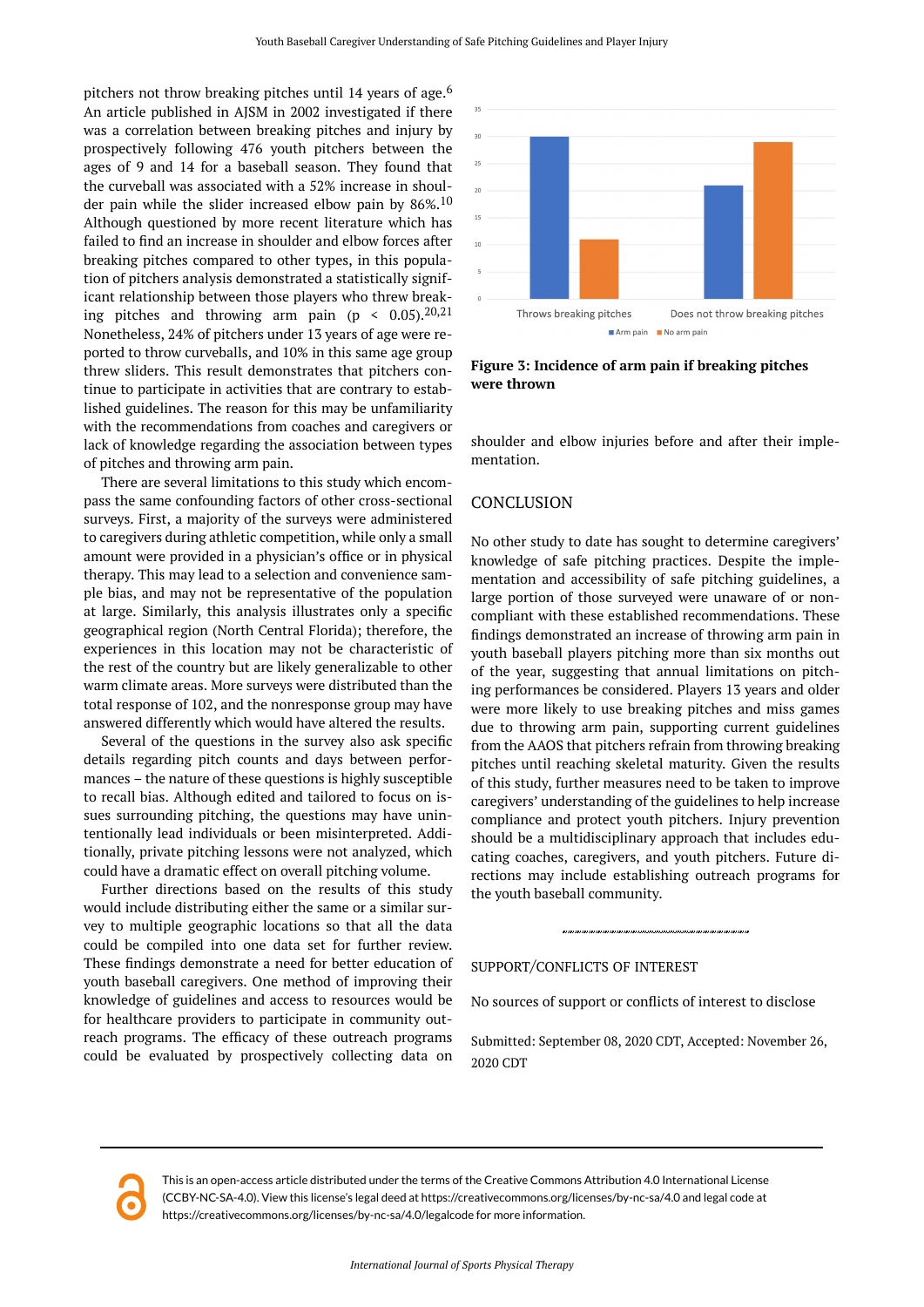pitchers not throw breaking pitches until 14 years of age.[6] An article published in AJSM in 2002 investigated if there was a correlation between breaking pitches and injury by prospectively following 476 youth pitchers between the ages of 9 and 14 for a baseball season. They found that the curveball was associated with a 52% increase in shoulder pain while the slider increased elbow pain by 86%.[10] Although questioned by more recent literature which has failed to find an increase in shoulder and elbow forces after breaking pitches compared to other types, in this population of pitchers analysis demonstrated a statistically significant relationship between those players who threw breaking pitches and throwing arm pain ($p < 0.05$).[20,21] Nonetheless, 24% of pitchers under 13 years of age were reported to throw curveballs, and 10% in this same age group threw sliders. This result demonstrates that pitchers continue to participate in activities that are contrary to established guidelines. The reason for this may be unfamiliarity with the recommendations from coaches and caregivers or lack of knowledge regarding the association between types of pitches and throwing arm pain.

There are several limitations to this study which encompass the same confounding factors of other cross-sectional surveys. First, a majority of the surveys were administered to caregivers during athletic competition, while only a small amount were provided in a physician's office or in physical therapy. This may lead to a selection and convenience sample bias, and may not be representative of the population at large. Similarly, this analysis illustrates only a specific geographical region (North Central Florida); therefore, the experiences in this location may not be characteristic of the rest of the country but are likely generalizable to other warm climate areas. More surveys were distributed than the total response of 102, and the nonresponse group may have answered differently which would have altered the results.

Several of the questions in the survey also ask specific details regarding pitch counts and days between performances – the nature of these questions is highly susceptible to recall bias. Although edited and tailored to focus on issues surrounding pitching, the questions may have unintentionally lead individuals or been misinterpreted. Additionally, private pitching lessons were not analyzed, which could have a dramatic effect on overall pitching volume.

Further directions based on the results of this study would include distributing either the same or a similar survey to multiple geographic locations so that all the data could be compiled into one data set for further review. These findings demonstrate a need for better education of youth baseball caregivers. One method of improving their knowledge of guidelines and access to resources would be for healthcare providers to participate in community outreach programs. The efficacy of these outreach programs could be evaluated by prospectively collecting data on shoulder and elbow injuries before and after their implementation.

**Figure 3: Incidence of arm pain if breaking pitches were thrown**

## CONCLUSION

No other study to date has sought to determine caregivers' knowledge of safe pitching practices. Despite the implementation and accessibility of safe pitching guidelines, a large portion of those surveyed were unaware of or noncompliant with these established recommendations. These findings demonstrated an increase of throwing arm pain in youth baseball players pitching more than six months out of the year, suggesting that annual limitations on pitching performances be considered. Players 13 years and older were more likely to use breaking pitches and miss games due to throwing arm pain, supporting current guidelines from the AAOS that pitchers refrain from throwing breaking pitches until reaching skeletal maturity. Given the results of this study, further measures need to be taken to improve caregivers' understanding of the guidelines to help increase compliance and protect youth pitchers. Injury prevention should be a multidisciplinary approach that includes educating coaches, caregivers, and youth pitchers. Future directions may include establishing outreach programs for the youth baseball community.

SUPPORT/CONFLICTS OF INTEREST

No sources of support or conflicts of interest to disclose

Submitted: September 08, 2020 CDT, Accepted: November 26, 2020 CDT

This is an open-access article distributed under the terms of the Creative Commons Attribution 4.0 International License (CCBY-NC-SA-4.0). View this license's legal deed at https://creativecommons.org/licenses/by-nc-sa/4.0 and legal code at https://creativecommons.org/licenses/by-nc-sa/4.0/legalcode for more information.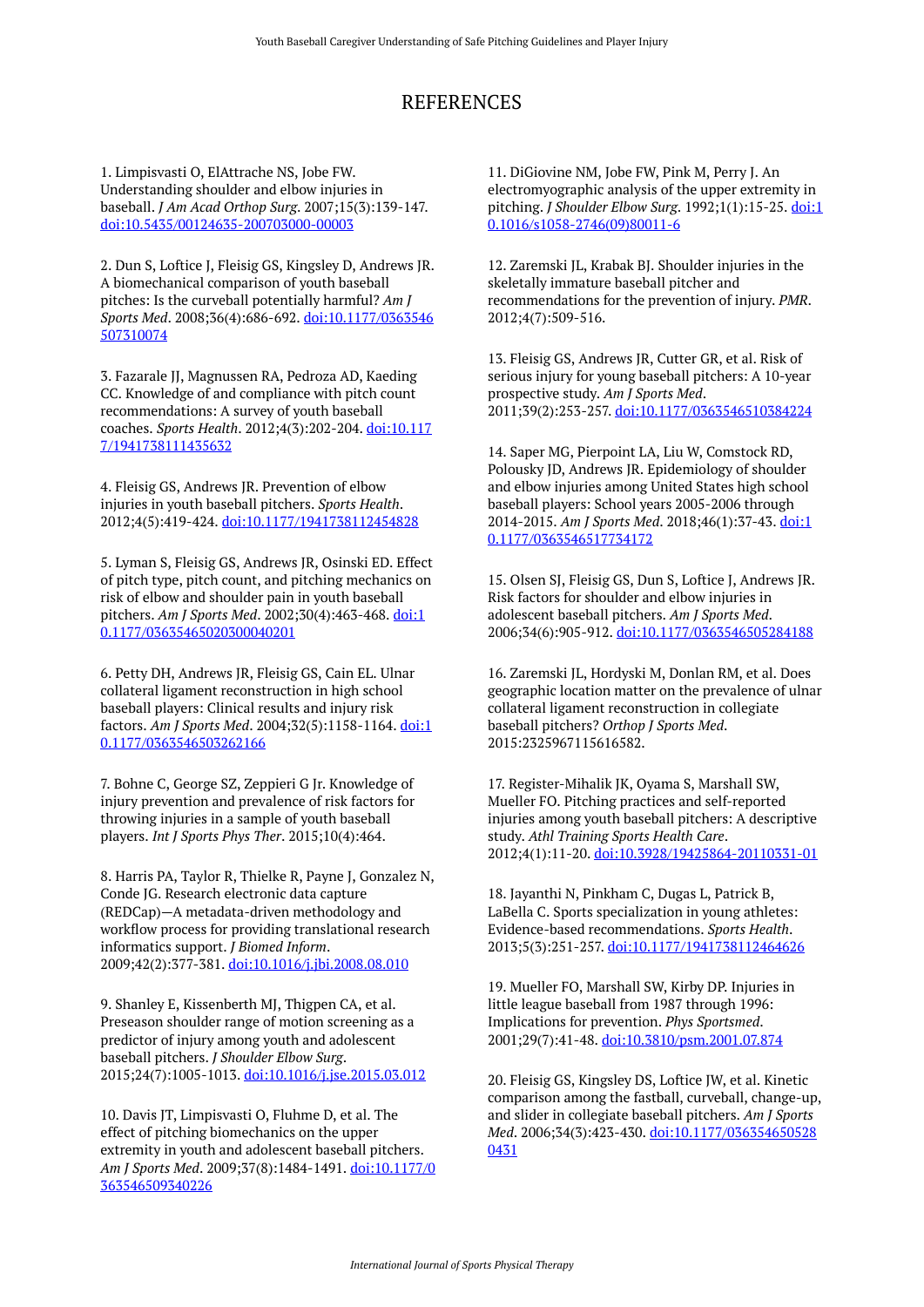# REFERENCES

1. Limpisvasti O, ElAttrache NS, Jobe FW. Understanding shoulder and elbow injuries in baseball. *J Am Acad Orthop Surg*. 2007;15(3):139-147. doi:10.5435/00124635-200703000-00003

2. Dun S, Loftice J, Fleisig GS, Kingsley D, Andrews JR. A biomechanical comparison of youth baseball pitches: Is the curveball potentially harmful? *Am J Sports Med*. 2008;36(4):686-692. doi:10.1177/0363546507310074

3. Fazarale JJ, Magnussen RA, Pedroza AD, Kaeding CC. Knowledge of and compliance with pitch count recommendations: A survey of youth baseball coaches. *Sports Health*. 2012;4(3):202-204. doi:10.1177/1941738111435632

4. Fleisig GS, Andrews JR. Prevention of elbow injuries in youth baseball pitchers. *Sports Health*. 2012;4(5):419-424. doi:10.1177/1941738112454828

5. Lyman S, Fleisig GS, Andrews JR, Osinski ED. Effect of pitch type, pitch count, and pitching mechanics on risk of elbow and shoulder pain in youth baseball pitchers. *Am J Sports Med*. 2002;30(4):463-468. doi:10.1177/03635465020300040201

6. Petty DH, Andrews JR, Fleisig GS, Cain EL. Ulnar collateral ligament reconstruction in high school baseball players: Clinical results and injury risk factors. *Am J Sports Med*. 2004;32(5):1158-1164. doi:10.1177/0363546503262166

7. Bohne C, George SZ, Zeppieri G Jr. Knowledge of injury prevention and prevalence of risk factors for throwing injuries in a sample of youth baseball players. *Int J Sports Phys Ther*. 2015;10(4):464.

8. Harris PA, Taylor R, Thielke R, Payne J, Gonzalez N, Conde JG. Research electronic data capture (REDCap)—A metadata-driven methodology and workflow process for providing translational research informatics support. *J Biomed Inform*. 2009;42(2):377-381. doi:10.1016/j.jbi.2008.08.010

9. Shanley E, Kissenberth MJ, Thigpen CA, et al. Preseason shoulder range of motion screening as a predictor of injury among youth and adolescent baseball pitchers. *J Shoulder Elbow Surg*. 2015;24(7):1005-1013. doi:10.1016/j.jse.2015.03.012

10. Davis JT, Limpisvasti O, Fluhme D, et al. The effect of pitching biomechanics on the upper extremity in youth and adolescent baseball pitchers. *Am J Sports Med*. 2009;37(8):1484-1491. doi:10.1177/0363546509340226

11. DiGiovine NM, Jobe FW, Pink M, Perry J. An electromyographic analysis of the upper extremity in pitching. *J Shoulder Elbow Surg*. 1992;1(1):15-25. doi:10.1016/s1058-2746(09)80011-6

12. Zaremski JL, Krabak BJ. Shoulder injuries in the skeletally immature baseball pitcher and recommendations for the prevention of injury. *PMR*. 2012;4(7):509-516.

13. Fleisig GS, Andrews JR, Cutter GR, et al. Risk of serious injury for young baseball pitchers: A 10-year prospective study. *Am J Sports Med*. 2011;39(2):253-257. doi:10.1177/0363546510384224

14. Saper MG, Pierpoint LA, Liu W, Comstock RD, Polousky JD, Andrews JR. Epidemiology of shoulder and elbow injuries among United States high school baseball players: School years 2005-2006 through 2014-2015. *Am J Sports Med*. 2018;46(1):37-43. doi:10.1177/0363546517734172

15. Olsen SJ, Fleisig GS, Dun S, Loftice J, Andrews JR. Risk factors for shoulder and elbow injuries in adolescent baseball pitchers. *Am J Sports Med*. 2006;34(6):905-912. doi:10.1177/0363546505284188

16. Zaremski JL, Hordyski M, Donlan RM, et al. Does geographic location matter on the prevalence of ulnar collateral ligament reconstruction in collegiate baseball pitchers? *Orthop J Sports Med*. 2015:2325967115616582.

17. Register-Mihalik JK, Oyama S, Marshall SW, Mueller FO. Pitching practices and self-reported injuries among youth baseball pitchers: A descriptive study. *Athl Training Sports Health Care*. 2012;4(1):11-20. doi:10.3928/19425864-20110331-01

18. Jayanthi N, Pinkham C, Dugas L, Patrick B, LaBella C. Sports specialization in young athletes: Evidence-based recommendations. *Sports Health*. 2013;5(3):251-257. doi:10.1177/1941738112464626

19. Mueller FO, Marshall SW, Kirby DP. Injuries in little league baseball from 1987 through 1996: Implications for prevention. *Phys Sportsmed*. 2001;29(7):41-48. doi:10.3810/psm.2001.07.874

20. Fleisig GS, Kingsley DS, Loftice JW, et al. Kinetic comparison among the fastball, curveball, change-up, and slider in collegiate baseball pitchers. *Am J Sports Med*. 2006;34(3):423-430. doi:10.1177/0363546505280431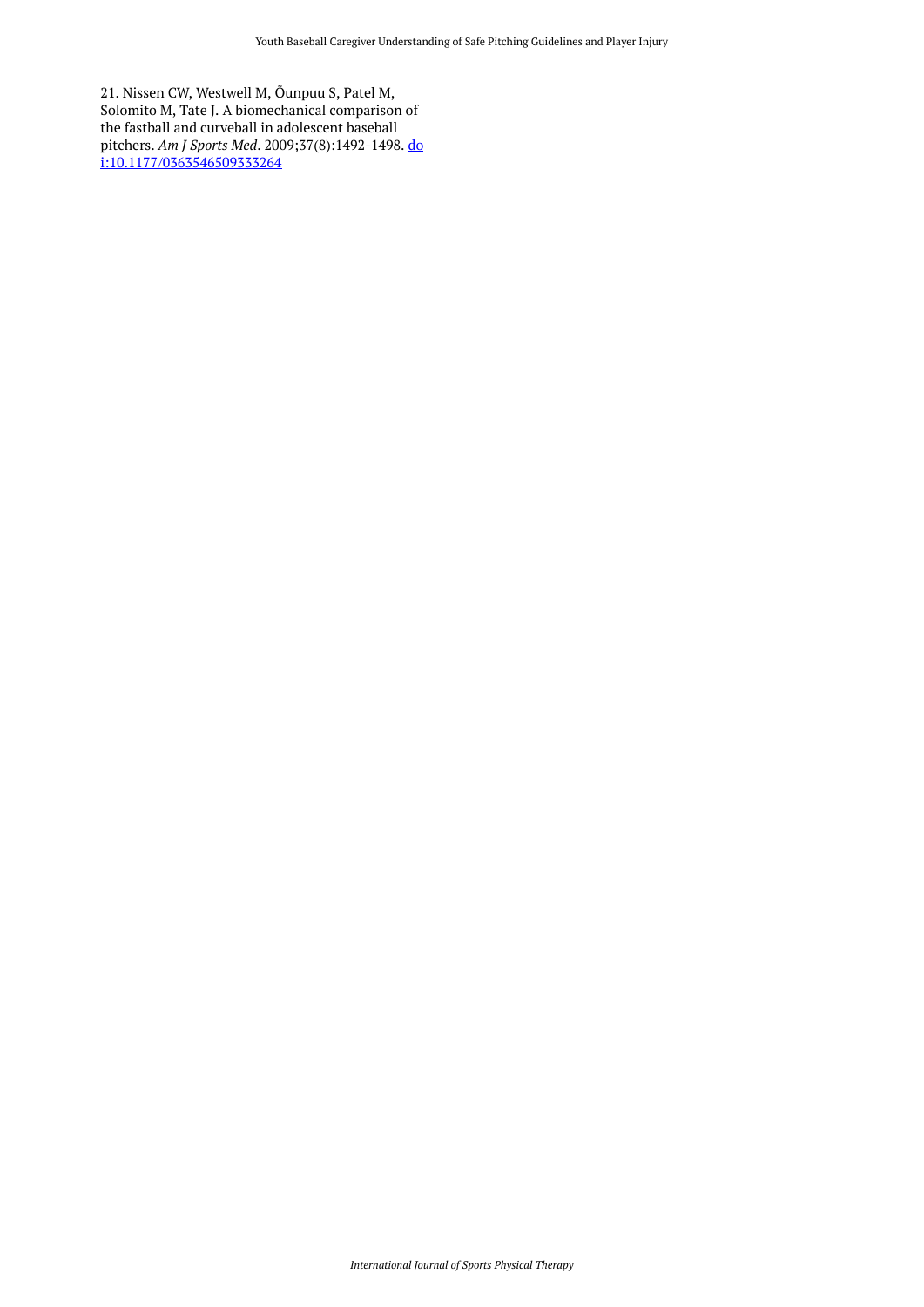21. Nissen CW, Westwell M, Õunpuu S, Patel M, Solomito M, Tate J. A biomechanical comparison of the fastball and curveball in adolescent baseball pitchers. *Am J Sports Med*. 2009;37(8):1492-1498. [doi:10.1177/0363546509333264](https://doi.org/10.1177/0363546509333264)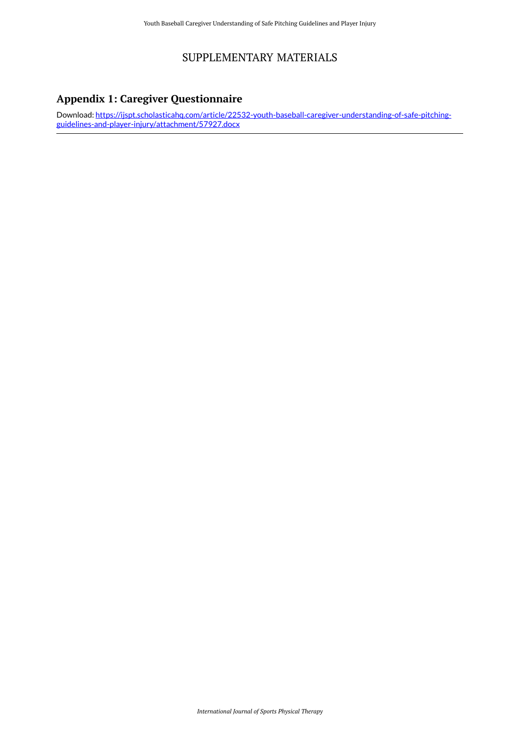# SUPPLEMENTARY MATERIALS

## Appendix 1: Caregiver Questionnaire

Download: [https://ijspt.scholasticahq.com/article/22532-youth-baseball-caregiver-understanding-of-safe-pitching-guidelines-and-player-injury/attachment/57927.docx](https://ijspt.scholasticahq.com/article/22532-youth-baseball-caregiver-understanding-of-safe-pitching-guidelines-and-player-injury/attachment/57927.docx)